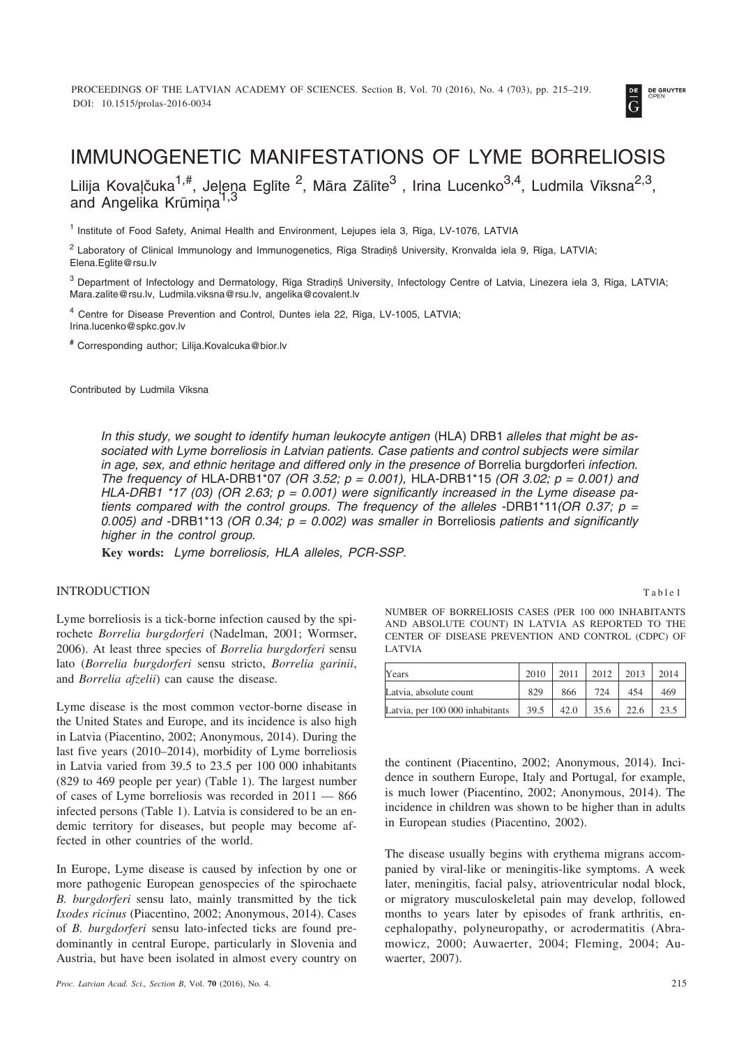# IMMUNOGENETIC MANIFESTATIONS OF LYME BORRELIOSIS

Lilija Kovaļčuka[1,#], Jeļena Eglīte [2], Māra Zālīte[3], Irina Lucenko[3,4], Ludmila Vīksna[2,3], and Angelika Krūmiņa[1,3]

[1] Institute of Food Safety, Animal Health and Environment, Lejupes iela 3, Rīga, LV-1076, LATVIA

[2] Laboratory of Clinical Immunology and Immunogenetics, Rīga Stradiņš University, Kronvalda iela 9, Rīga, LATVIA; Elena.Eglite@rsu.lv

[3] Department of Infectology and Dermatology, Rīga Stradiņš University, Infectology Centre of Latvia, Linezera iela 3, Rīga, LATVIA; Mara.zalite@rsu.lv, Ludmila.viksna@rsu.lv, angelika@covalent.lv

[4] Centre for Disease Prevention and Control, Duntes iela 22, Rīga, LV-1005, LATVIA; Irina.lucenko@spkc.gov.lv

[#] Corresponding author; Lilija.Kovalcuka@bior.lv

Contributed by Ludmila Vīksna

*In this study, we sought to identify human leukocyte antigen* (HLA) DRB1 *alleles that might be associated with Lyme borreliosis in Latvian patients. Case patients and control subjects were similar in age, sex, and ethnic heritage and differed only in the presence of* Borrelia burgdorferi *infection. The frequency of* HLA-DRB1*07 *(OR 3.52; p = 0.001),* HLA-DRB1*15 *(OR 3.02; p = 0.001) and HLA-DRB1 *17 (03) (OR 2.63; p = 0.001) were significantly increased in the Lyme disease patients compared with the control groups. The frequency of the alleles* -DRB1*11*(OR 0.37; p = 0.005) and* -DRB1*13 *(OR 0.34; p = 0.002) was smaller in* Borreliosis *patients and significantly higher in the control group.*

**Key words:** *Lyme borreliosis, HLA alleles, PCR-SSP.*

## INTRODUCTION

Lyme borreliosis is a tick-borne infection caused by the spirochete *Borrelia burgdorferi* (Nadelman, 2001; Wormser, 2006). At least three species of *Borrelia burgdorferi* sensu lato (*Borrelia burgdorferi* sensu stricto, *Borrelia garinii*, and *Borrelia afzelii*) can cause the disease.

Lyme disease is the most common vector-borne disease in the United States and Europe, and its incidence is also high in Latvia (Piacentino, 2002; Anonymous, 2014). During the last five years (2010–2014), morbidity of Lyme borreliosis in Latvia varied from 39.5 to 23.5 per 100 000 inhabitants (829 to 469 people per year) (Table 1). The largest number of cases of Lyme borreliosis was recorded in 2011 — 866 infected persons (Table 1). Latvia is considered to be an endemic territory for diseases, but people may become affected in other countries of the world.

In Europe, Lyme disease is caused by infection by one or more pathogenic European genospecies of the spirochaete *B. burgdorferi* sensu lato, mainly transmitted by the tick *Ixodes ricinus* (Piacentino, 2002; Anonymous, 2014). Cases of *B. burgdorferi* sensu lato-infected ticks are found predominantly in central Europe, particularly in Slovenia and Austria, but have been isolated in almost every country on the continent (Piacentino, 2002; Anonymous, 2014). Incidence in southern Europe, Italy and Portugal, for example, is much lower (Piacentino, 2002; Anonymous, 2014). The incidence in children was shown to be higher than in adults in European studies (Piacentino, 2002).

Table 1

NUMBER OF BORRELIOSIS CASES (PER 100 000 INHABITANTS AND ABSOLUTE COUNT) IN LATVIA AS REPORTED TO THE CENTER OF DISEASE PREVENTION AND CONTROL (CDPC) OF LATVIA

| Years | 2010 | 2011 | 2012 | 2013 | 2014 |
|---|---|---|---|---|---|
| Latvia, absolute count | 829 | 866 | 724 | 454 | 469 |
| Latvia, per 100 000 inhabitants | 39.5 | 42.0 | 35.6 | 22.6 | 23.5 |

The disease usually begins with erythema migrans accompanied by viral-like or meningitis-like symptoms. A week later, meningitis, facial palsy, atrioventricular nodal block, or migratory musculoskeletal pain may develop, followed months to years later by episodes of frank arthritis, encephalopathy, polyneuropathy, or acrodermatitis (Abramowicz, 2000; Auwaerter, 2004; Fleming, 2004; Auwaerter, 2007).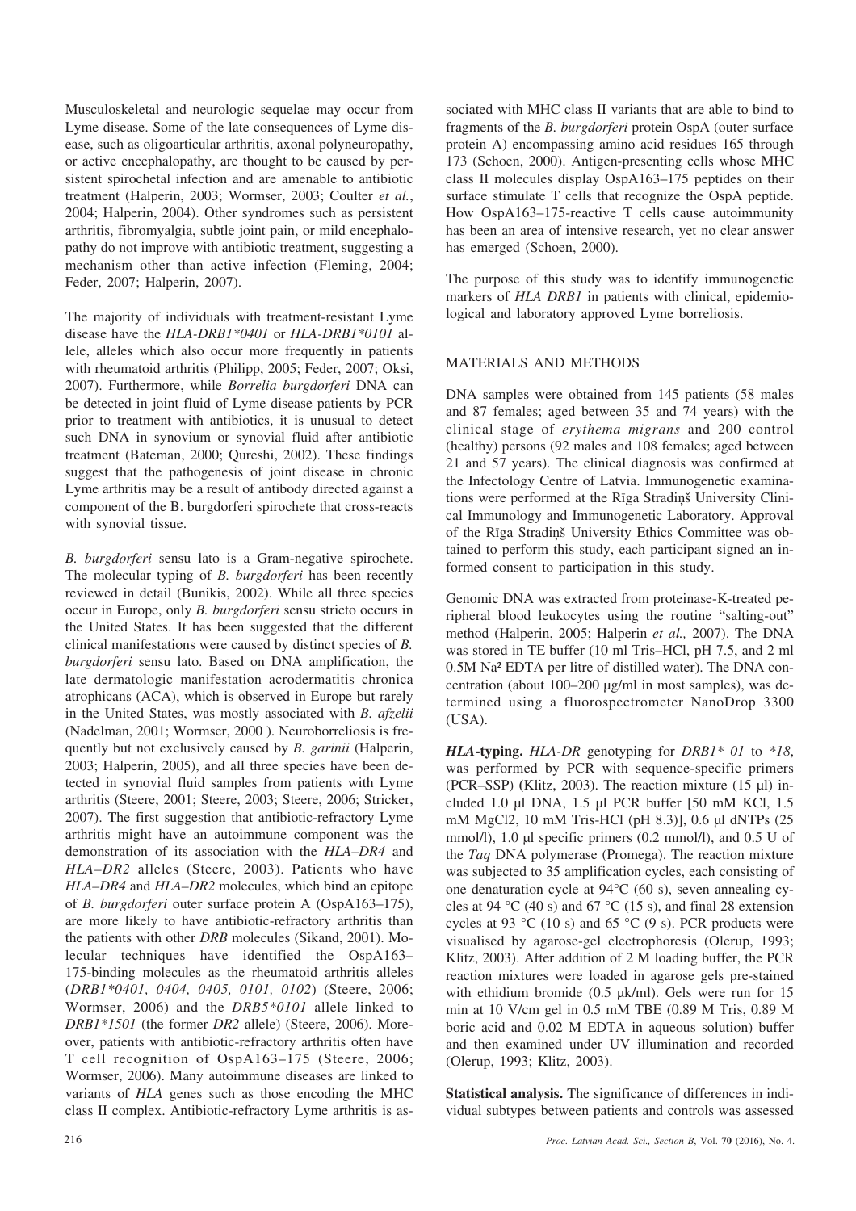Musculoskeletal and neurologic sequelae may occur from Lyme disease. Some of the late consequences of Lyme disease, such as oligoarticular arthritis, axonal polyneuropathy, or active encephalopathy, are thought to be caused by persistent spirochetal infection and are amenable to antibiotic treatment (Halperin, 2003; Wormser, 2003; Coulter *et al.*, 2004; Halperin, 2004). Other syndromes such as persistent arthritis, fibromyalgia, subtle joint pain, or mild encephalopathy do not improve with antibiotic treatment, suggesting a mechanism other than active infection (Fleming, 2004; Feder, 2007; Halperin, 2007).

The majority of individuals with treatment-resistant Lyme disease have the *HLA-DRB1\*0401* or *HLA-DRB1\*0101* allele, alleles which also occur more frequently in patients with rheumatoid arthritis (Philipp, 2005; Feder, 2007; Oksi, 2007). Furthermore, while *Borrelia burgdorferi* DNA can be detected in joint fluid of Lyme disease patients by PCR prior to treatment with antibiotics, it is unusual to detect such DNA in synovium or synovial fluid after antibiotic treatment (Bateman, 2000; Qureshi, 2002). These findings suggest that the pathogenesis of joint disease in chronic Lyme arthritis may be a result of antibody directed against a component of the B. burgdorferi spirochete that cross-reacts with synovial tissue.

*B. burgdorferi* sensu lato is a Gram-negative spirochete. The molecular typing of *B. burgdorferi* has been recently reviewed in detail (Bunikis, 2002). While all three species occur in Europe, only *B. burgdorferi* sensu stricto occurs in the United States. It has been suggested that the different clinical manifestations were caused by distinct species of *B. burgdorferi* sensu lato. Based on DNA amplification, the late dermatologic manifestation acrodermatitis chronica atrophicans (ACA), which is observed in Europe but rarely in the United States, was mostly associated with *B. afzelii* (Nadelman, 2001; Wormser, 2000 ). Neuroborreliosis is frequently but not exclusively caused by *B. garinii* (Halperin, 2003; Halperin, 2005), and all three species have been detected in synovial fluid samples from patients with Lyme arthritis (Steere, 2001; Steere, 2003; Steere, 2006; Stricker, 2007). The first suggestion that antibiotic-refractory Lyme arthritis might have an autoimmune component was the demonstration of its association with the *HLA–DR4* and *HLA–DR2* alleles (Steere, 2003). Patients who have *HLA–DR4* and *HLA–DR2* molecules, which bind an epitope of *B. burgdorferi* outer surface protein A (OspA163–175), are more likely to have antibiotic-refractory arthritis than the patients with other *DRB* molecules (Sikand, 2001). Molecular techniques have identified the OspA163–175-binding molecules as the rheumatoid arthritis alleles (*DRB1\*0401, 0404, 0405, 0101, 0102*) (Steere, 2006; Wormser, 2006) and the *DRB5\*0101* allele linked to *DRB1\*1501* (the former *DR2* allele) (Steere, 2006). Moreover, patients with antibiotic-refractory arthritis often have T cell recognition of OspA163–175 (Steere, 2006; Wormser, 2006). Many autoimmune diseases are linked to variants of *HLA* genes such as those encoding the MHC class II complex. Antibiotic-refractory Lyme arthritis is associated with MHC class II variants that are able to bind to fragments of the *B. burgdorferi* protein OspA (outer surface protein A) encompassing amino acid residues 165 through 173 (Schoen, 2000). Antigen-presenting cells whose MHC class II molecules display OspA163–175 peptides on their surface stimulate T cells that recognize the OspA peptide. How OspA163–175-reactive T cells cause autoimmunity has been an area of intensive research, yet no clear answer has emerged (Schoen, 2000).

The purpose of this study was to identify immunogenetic markers of *HLA DRB1* in patients with clinical, epidemiological and laboratory approved Lyme borreliosis.

## MATERIALS AND METHODS

DNA samples were obtained from 145 patients (58 males and 87 females; aged between 35 and 74 years) with the clinical stage of *erythema migrans* and 200 control (healthy) persons (92 males and 108 females; aged between 21 and 57 years). The clinical diagnosis was confirmed at the Infectology Centre of Latvia. Immunogenetic examinations were performed at the Rīga Stradiņš University Clinical Immunology and Immunogenetic Laboratory. Approval of the Rīga Stradiņš University Ethics Committee was obtained to perform this study, each participant signed an informed consent to participation in this study.

Genomic DNA was extracted from proteinase-K-treated peripheral blood leukocytes using the routine "salting-out" method (Halperin, 2005; Halperin *et al.,* 2007). The DNA was stored in TE buffer (10 ml Tris–HCl, pH 7.5, and 2 ml 0.5M $Na^2$ EDTA per litre of distilled water). The DNA concentration (about 100–200 μg/ml in most samples), was determined using a fluorospectrometer NanoDrop 3300 (USA).

***HLA*-typing.** *HLA-DR* genotyping for *DRB1\* 01* to *\*18*, was performed by PCR with sequence-specific primers (PCR–SSP) (Klitz, 2003). The reaction mixture (15 μl) included 1.0 μl DNA, 1.5 μl PCR buffer [50 mM KCl, 1.5 mM MgCl2, 10 mM Tris-HCl (pH 8.3)], 0.6 μl dNTPs (25 mmol/l), 1.0 μl specific primers (0.2 mmol/l), and 0.5 U of the *Taq* DNA polymerase (Promega). The reaction mixture was subjected to 35 amplification cycles, each consisting of one denaturation cycle at 94°C (60 s), seven annealing cycles at 94 °C (40 s) and 67 °C (15 s), and final 28 extension cycles at 93 °C (10 s) and 65 °C (9 s). PCR products were visualised by agarose-gel electrophoresis (Olerup, 1993; Klitz, 2003). After addition of 2 M loading buffer, the PCR reaction mixtures were loaded in agarose gels pre-stained with ethidium bromide (0.5 μk/ml). Gels were run for 15 min at 10 V/cm gel in 0.5 mM TBE (0.89 M Tris, 0.89 M boric acid and 0.02 M EDTA in aqueous solution) buffer and then examined under UV illumination and recorded (Olerup, 1993; Klitz, 2003).

**Statistical analysis.** The significance of differences in individual subtypes between patients and controls was assessed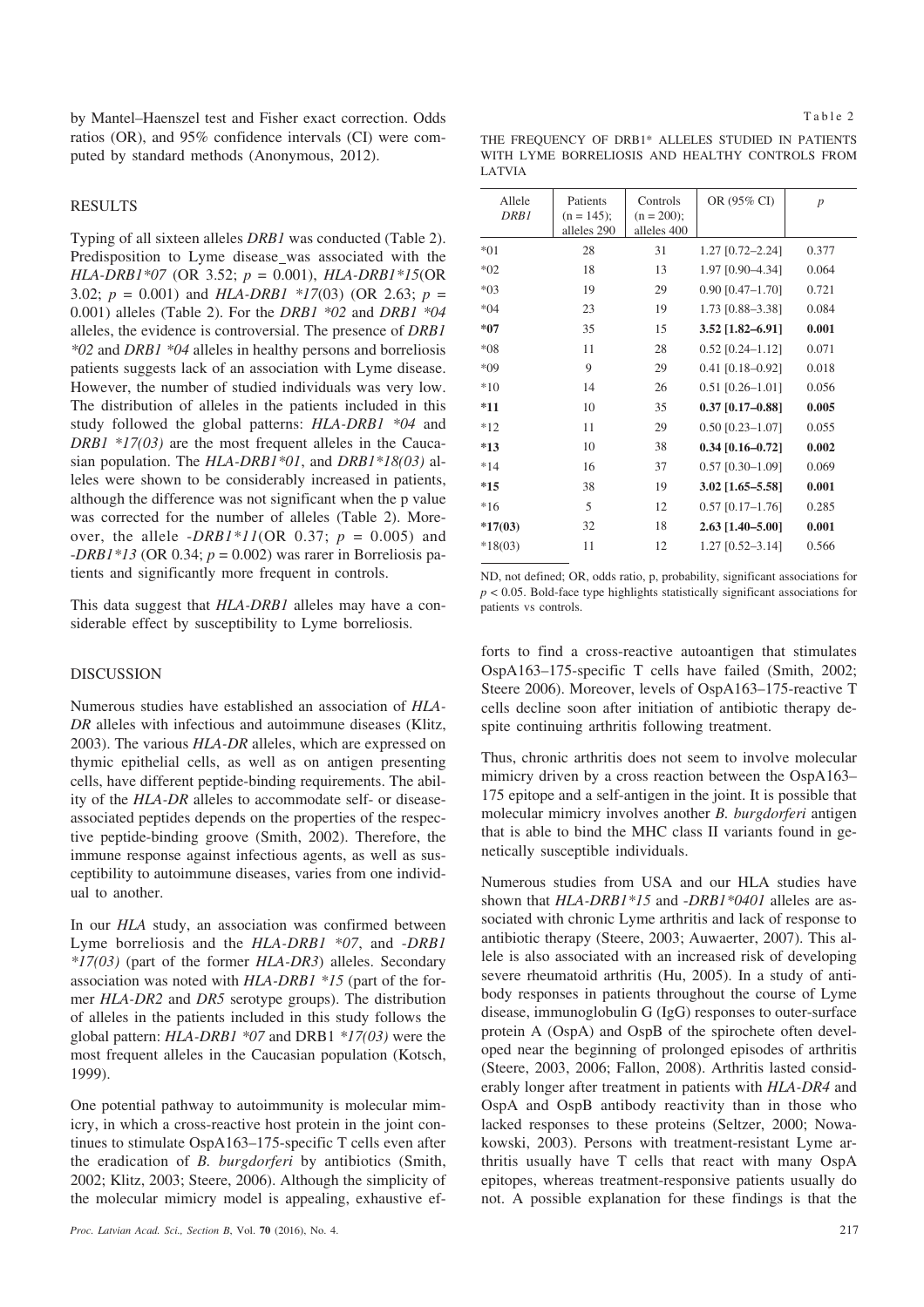by Mantel–Haenszel test and Fisher exact correction. Odds ratios (OR), and 95% confidence intervals (CI) were computed by standard methods (Anonymous, 2012).

## RESULTS

Typing of all sixteen alleles *DRB1* was conducted (Table 2). Predisposition to Lyme disease_was associated with the *HLA-DRB1*07* (OR 3.52; $p$ = 0.001), *HLA-DRB1*15*(OR 3.02; $p$ = 0.001) and *HLA-DRB1 *17*(03) (OR 2.63; $p$ = 0.001) alleles (Table 2). For the *DRB1 *02* and *DRB1 *04* alleles, the evidence is controversial. The presence of *DRB1 *02* and *DRB1 *04* alleles in healthy persons and borreliosis patients suggests lack of an association with Lyme disease. However, the number of studied individuals was very low. The distribution of alleles in the patients included in this study followed the global patterns: *HLA-DRB1 *04* and *DRB1 *17(03)* are the most frequent alleles in the Caucasian population. The *HLA-DRB1*01*, and *DRB1*18(03)* alleles were shown to be considerably increased in patients, although the difference was not significant when the p value was corrected for the number of alleles (Table 2). Moreover, the allele *-DRB1*11*(OR 0.37; $p$ = 0.005) and *-DRB1*13* (OR 0.34; $p$ = 0.002) was rarer in Borreliosis patients and significantly more frequent in controls.

This data suggest that *HLA-DRB1* alleles may have a considerable effect by susceptibility to Lyme borreliosis.

Table 2

THE FREQUENCY OF DRB1* ALLELES STUDIED IN PATIENTS WITH LYME BORRELIOSIS AND HEALTHY CONTROLS FROM LATVIA

| Allele *DRB1* | Patients (n = 145); alleles 290 | Controls (n = 200); alleles 400 | OR (95% CI) | *p* |
|---|---|---|---|---|
| *01 | 28 | 31 | 1.27 [0.72–2.24] | 0.377 |
| *02 | 18 | 13 | 1.97 [0.90–4.34] | 0.064 |
| *03 | 19 | 29 | 0.90 [0.47–1.70] | 0.721 |
| *04 | 23 | 19 | 1.73 [0.88–3.38] | 0.084 |
| **\*07** | 35 | 15 | **3.52 [1.82–6.91]** | **0.001** |
| *08 | 11 | 28 | 0.52 [0.24–1.12] | 0.071 |
| *09 | 9 | 29 | 0.41 [0.18–0.92] | 0.018 |
| *10 | 14 | 26 | 0.51 [0.26–1.01] | 0.056 |
| **\*11** | 10 | 35 | **0.37 [0.17–0.88]** | **0.005** |
| *12 | 11 | 29 | 0.50 [0.23–1.07] | 0.055 |
| **\*13** | 10 | 38 | **0.34 [0.16–0.72]** | **0.002** |
| *14 | 16 | 37 | 0.57 [0.30–1.09] | 0.069 |
| **\*15** | 38 | 19 | **3.02 [1.65–5.58]** | **0.001** |
| *16 | 5 | 12 | 0.57 [0.17–1.76] | 0.285 |
| **\*17(03)** | 32 | 18 | **2.63 [1.40–5.00]** | **0.001** |
| *18(03) | 11 | 12 | 1.27 [0.52–3.14] | 0.566 |

ND, not defined; OR, odds ratio, p, probability, significant associations for $p < 0.05$. Bold-face type highlights statistically significant associations for patients vs controls.

## DISCUSSION

Numerous studies have established an association of *HLA-DR* alleles with infectious and autoimmune diseases (Klitz, 2003). The various *HLA-DR* alleles, which are expressed on thymic epithelial cells, as well as on antigen presenting cells, have different peptide-binding requirements. The ability of the *HLA-DR* alleles to accommodate self- or disease-associated peptides depends on the properties of the respective peptide-binding groove (Smith, 2002). Therefore, the immune response against infectious agents, as well as susceptibility to autoimmune diseases, varies from one individual to another.

In our *HLA* study, an association was confirmed between Lyme borreliosis and the *HLA-DRB1 *07*, and *-DRB1 *17(03)* (part of the former *HLA-DR3*) alleles. Secondary association was noted with *HLA-DRB1 *15* (part of the former *HLA-DR2* and *DR5* serotype groups). The distribution of alleles in the patients included in this study follows the global pattern: *HLA-DRB1 *07* and DRB1 *\*17(03)* were the most frequent alleles in the Caucasian population (Kotsch, 1999).

One potential pathway to autoimmunity is molecular mimicry, in which a cross-reactive host protein in the joint continues to stimulate OspA163–175-specific T cells even after the eradication of *B. burgdorferi* by antibiotics (Smith, 2002; Klitz, 2003; Steere, 2006). Although the simplicity of the molecular mimicry model is appealing, exhaustive efforts to find a cross-reactive autoantigen that stimulates OspA163–175-specific T cells have failed (Smith, 2002; Steere 2006). Moreover, levels of OspA163–175-reactive T cells decline soon after initiation of antibiotic therapy despite continuing arthritis following treatment.

Thus, chronic arthritis does not seem to involve molecular mimicry driven by a cross reaction between the OspA163–175 epitope and a self-antigen in the joint. It is possible that molecular mimicry involves another *B. burgdorferi* antigen that is able to bind the MHC class II variants found in genetically susceptible individuals.

Numerous studies from USA and our HLA studies have shown that *HLA-DRB1*15* and *-DRB1*0401* alleles are associated with chronic Lyme arthritis and lack of response to antibiotic therapy (Steere, 2003; Auwaerter, 2007). This allele is also associated with an increased risk of developing severe rheumatoid arthritis (Hu, 2005). In a study of antibody responses in patients throughout the course of Lyme disease, immunoglobulin G (IgG) responses to outer-surface protein A (OspA) and OspB of the spirochete often developed near the beginning of prolonged episodes of arthritis (Steere, 2003, 2006; Fallon, 2008). Arthritis lasted considerably longer after treatment in patients with *HLA-DR4* and OspA and OspB antibody reactivity than in those who lacked responses to these proteins (Seltzer, 2000; Nowakowski, 2003). Persons with treatment-resistant Lyme arthritis usually have T cells that react with many OspA epitopes, whereas treatment-responsive patients usually do not. A possible explanation for these findings is that the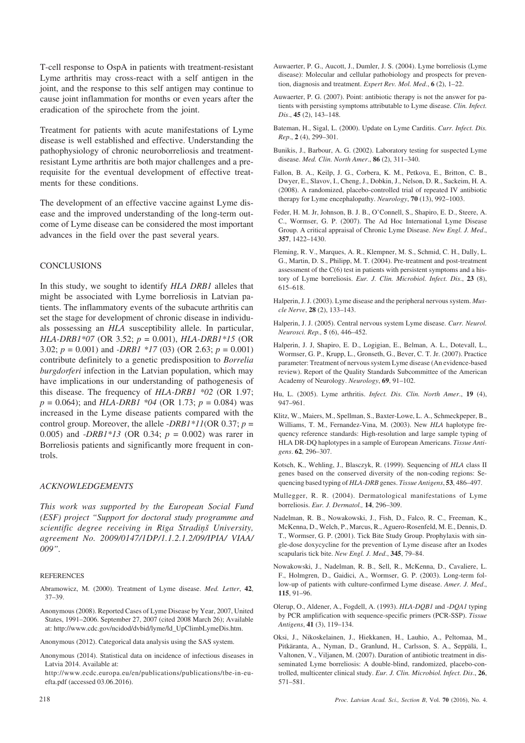T-cell response to OspA in patients with treatment-resistant Lyme arthritis may cross-react with a self antigen in the joint, and the response to this self antigen may continue to cause joint inflammation for months or even years after the eradication of the spirochete from the joint.

Treatment for patients with acute manifestations of Lyme disease is well established and effective. Understanding the pathophysiology of chronic neuroborreliosis and treatment-resistant Lyme arthritis are both major challenges and a prerequisite for the eventual development of effective treatments for these conditions.

The development of an effective vaccine against Lyme disease and the improved understanding of the long-term outcome of Lyme disease can be considered the most important advances in the field over the past several years.

## CONCLUSIONS

In this study, we sought to identify *HLA DRB1* alleles that might be associated with Lyme borreliosis in Latvian patients. The inflammatory events of the subacute arthritis can set the stage for development of chronic disease in individuals possessing an *HLA* susceptibility allele. In particular, *HLA-DRB1*07* (OR 3.52; $p = 0.001$), *HLA-DRB1*15* (OR 3.02; $p = 0.001$) and *-DRB1 *17* (03) (OR 2.63; $p = 0.001$) contribute definitely to a genetic predisposition to *Borrelia burgdorferi* infection in the Latvian population, which may have implications in our understanding of pathogenesis of this disease. The frequency of *HLA-DRB1 *02* (OR 1.97; $p = 0.064$); and *HLA-DRB1 *04* (OR 1.73; $p = 0.084$) was increased in the Lyme disease patients compared with the control group. Moreover, the allele *-DRB1*11*(OR 0.37; $p = 0.005$) and *-DRB1*13* (OR 0.34; $p = 0.002$) was rarer in Borreliosis patients and significantly more frequent in controls.

### *ACKNOWLEDGEMENTS*

*This work was supported by the European Social Fund (ESF) project "Support for doctoral study programme and scientific degree receiving in Rīga Stradiņš University, agreement No. 2009/0147/1DP/1.1.2.1.2/09/IPIA/ VIAA/ 009".*

## REFERENCES

Abramowicz, M. (2000). Treatment of Lyme disease. *Med. Letter*, **42**, 37–39.

Anonymous (2008). Reported Cases of Lyme Disease by Year, 2007, United States, 1991–2006. September 27, 2007 (cited 2008 March 26); Available at: http://www.cdc.gov/ncidod/dvbid/lyme/ld_UpClimbLymeDis.htm.

Anonymous (2012). Categorical data analysis using the SAS system.

Anonymous (2014). Statistical data on incidence of infectious diseases in Latvia 2014. Available at: http://www.ecdc.europa.eu/en/publications/publications/tbe-in-eu-efta.pdf (accessed 03.06.2016).

Auwaerter, P. G., Aucott, J., Dumler, J. S. (2004). Lyme borreliosis (Lyme disease): Molecular and cellular pathobiology and prospects for prevention, diagnosis and treatment. *Expert Rev. Mol. Med.*, **6** (2), 1–22.

Auwaerter, P. G. (2007). Point: antibiotic therapy is not the answer for patients with persisting symptoms attributable to Lyme disease. *Clin. Infect. Dis.*, **45** (2), 143–148.

Bateman, H., Sigal, L. (2000). Update on Lyme Carditis. *Curr. Infect. Dis. Rep.*, **2** (4), 299–301.

Bunikis, J., Barbour, A. G. (2002). Laboratory testing for suspected Lyme disease. *Med. Clin. North Amer.*, **86** (2), 311–340.

Fallon, B. A., Keilp, J. G., Corbera, K. M., Petkova, E., Britton, C. B., Dwyer, E., Slavov, I., Cheng, J., Dobkin, J., Nelson, D. R., Sackeim, H. A. (2008). A randomized, placebo-controlled trial of repeated IV antibiotic therapy for Lyme encephalopathy. *Neurology*, **70** (13), 992–1003.

Feder, H. M. Jr, Johnson, B. J. B., O'Connell, S., Shapiro, E. D., Steere, A. C., Wormser, G. P. (2007). The Ad Hoc International Lyme Disease Group. A critical appraisal of Chronic Lyme Disease. *New Engl. J. Med.*, **357**, 1422–1430.

Fleming, R. V., Marques, A. R., Klempner, M. S., Schmid, C. H., Dally, L. G., Martin, D. S., Philipp, M. T. (2004). Pre-treatment and post-treatment assessment of the C(6) test in patients with persistent symptoms and a history of Lyme borreliosis. *Eur. J. Clin. Microbiol. Infect. Dis.*, **23** (8), 615–618.

Halperin, J. J. (2003). Lyme disease and the peripheral nervous system. *Muscle Nerve*, **28** (2), 133–143.

Halperin, J. J. (2005). Central nervous system Lyme disease. *Curr. Neurol. Neurosci. Rep.,* **5** (6), 446–452.

Halperin, J. J, Shapiro, E. D., Logigian, E., Belman, A. L., Dotevall, L., Wormser, G. P., Krupp, L., Gronseth, G., Bever, C. T. Jr. (2007). Practice parameter: Treatment of nervous system Lyme disease (An evidence-based review). Report of the Quality Standards Subcommittee of the American Academy of Neurology. *Neurology*, **69**, 91–102.

Hu, L. (2005). Lyme arthritis. *Infect. Dis. Clin. North Amer.*, **19** (4), 947–961.

Klitz, W., Maiers, M., Spellman, S., Baxter-Lowe, L. A., Schmeckpeper, B., Williams, T. M., Fernandez-Vina, M. (2003). New *HLA* haplotype frequency reference standards: High-resolution and large sample typing of HLA DR-DQ haplotypes in a sample of European Americans. *Tissue Antigens*. **62**, 296–307.

Kotsch, K., Wehling, J., Blasczyk, R. (1999). Sequencing of *HLA* class II genes based on the conserved diversity of the non-coding regions: Sequencing based typing of *HLA-DRB* genes. *Tissue Antigens*, **53**, 486–497.

Mullegger, R. R. (2004). Dermatological manifestations of Lyme borreliosis. *Eur. J. Dermatol.,* **14**, 296–309.

Nadelman, R. B., Nowakowski, J., Fish, D., Falco, R. C., Freeman, K., McKenna, D., Welch, P., Marcus, R., Aguero-Rosenfeld, M. E., Dennis, D. T., Wormser, G. P. (2001). Tick Bite Study Group. Prophylaxis with single-dose doxycycline for the prevention of Lyme disease after an Ixodes scapularis tick bite. *New Engl. J. Med.*, **345**, 79–84.

Nowakowski, J., Nadelman, R. B., Sell, R., McKenna, D., Cavaliere, L. F., Holmgren, D., Gaidici, A., Wormser, G. P. (2003). Long-term follow-up of patients with culture-confirmed Lyme disease. *Amer. J. Med.*, **115**, 91–96.

Olerup, O., Aldener, A., Fogdell, A. (1993). *HLA-DQB1* and *-DQA1* typing by PCR amplification with sequence-specific primers (PCR-SSP). *Tissue Antigens*, **41** (3), 119–134.

Oksi, J., Nikoskelainen, J., Hiekkanen, H., Lauhio, A., Peltomaa, M., Pitkäranta, A., Nyman, D., Granlund, H., Carlsson, S. A., Seppälä, I., Valtonen, V., Viljanen, M. (2007). Duration of antibiotic treatment in disseminated Lyme borreliosis: A double-blind, randomized, placebo-controlled, multicenter clinical study. *Eur. J. Clin. Microbiol. Infect. Dis*., **26**, 571–581.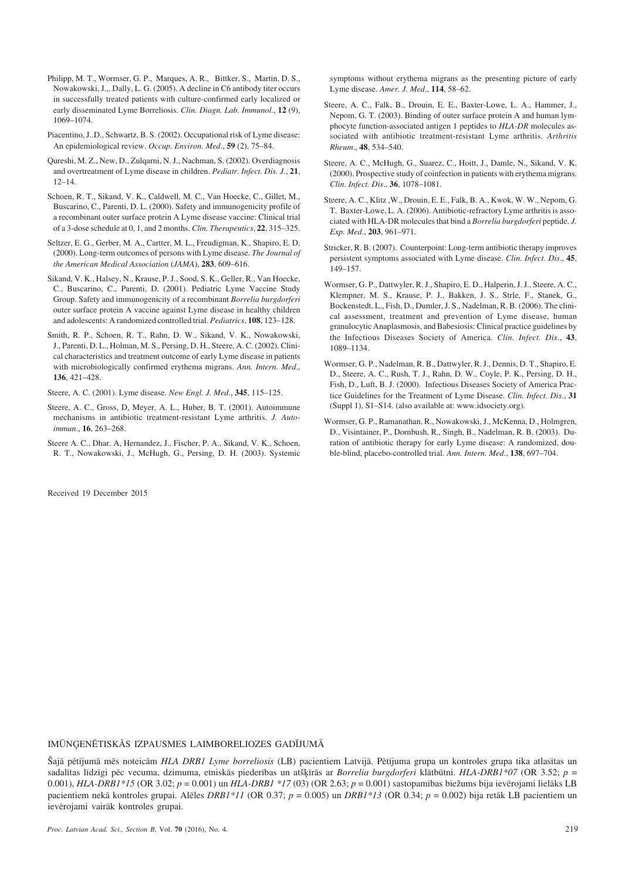Philipp, M. T., Wormser, G. P., Marques, A. R., Bittker, S., Martin, D. S., Nowakowski, J.,. Dally, L. G. (2005). A decline in C6 antibody titer occurs in successfully treated patients with culture-confirmed early localized or early disseminated Lyme Borreliosis. *Clin. Diagn. Lab. Immunol.*, **12** (9), 1069–1074.

Piacentino, J..D., Schwartz, B. S. (2002). Occupational risk of Lyme disease: An epidemiological review. *Occup. Environ. Med*., **59** (2), 75–84.

Qureshi, M. Z., New, D., Zulqarni, N. J., Nachman, S. (2002). Overdiagnosis and overtreatment of Lyme disease in children. *Pediatr. Infect. Dis. J.*, **21**, 12–14.

Schoen, R. T., Sikand, V. K., Caldwell, M. C., Van Hoecke, C., Gillet, M., Buscarino, C., Parenti, D. L. (2000). Safety and immunogenicity profile of a recombinant outer surface protein A Lyme disease vaccine: Clinical trial of a 3-dose schedule at 0, 1, and 2 months. *Clin. Therapeutics*, **22**, 315–325.

Seltzer, E. G., Gerber, M. A., Cartter, M. L., Freudigman, K., Shapiro, E. D. (2000). Long-term outcomes of persons with Lyme disease. *The Journal of the American Medical Association* (*JAMA*), **283**, 609–616.

Sikand, V. K., Halsey, N., Krause, P. J., Sood, S. K., Geller, R., Van Hoecke, C., Buscarino, C., Parenti, D. (2001). Pediatric Lyme Vaccine Study Group. Safety and immunogenicity of a recombinant *Borrelia burgdorferi* outer surface protein A vaccine against Lyme disease in healthy children and adolescents: A randomized controlled trial. *Pediatrics*, **108**, 123–128.

Smith, R. P., Schoen, R. T., Rahn, D. W., Sikand, V. K., Nowakowski, J., Parenti, D. L., Holman, M. S., Persing, D. H., Steere, A. C. (2002). Clinical characteristics and treatment outcome of early Lyme disease in patients with microbiologically confirmed erythema migrans. *Ann. Intern. Med*., **136**, 421–428.

Steere, A. C. (2001). Lyme disease. *New Engl. J. Med*., **345**, 115–125.

Steere, A. C., Gross, D, Meyer, A. L., Huber, B. T. (2001). Autoimmune mechanisms in antibiotic treatment-resistant Lyme arthritis. *J. Autoimmun*., **16**, 263–268.

Steere A. C., Dhar. A, Hernandez, J., Fischer, P. A., Sikand, V. K., Schoen, R. T., Nowakowski, J., McHugh, G., Persing, D. H. (2003). Systemic symptoms without erythema migrans as the presenting picture of early Lyme disease. *Amer. J. Med*., **114**, 58–62.

Steere, A. C., Falk, B., Drouin, E. E., Baxter-Lowe, L. A., Hammer, J., Nepom, G. T. (2003). Binding of outer surface protein A and human lymphocyte function-associated antigen 1 peptides to *HLA-DR* molecules associated with antibiotic treatment-resistant Lyme arthritis. *Arthritis Rheum*., **48**, 534–540.

Steere, A. C., McHugh, G., Suarez, C., Hoitt, J., Damle, N., Sikand, V. K. (2000). Prospective study of coinfection in patients with erythema migrans. *Clin. Infect. Dis*., **36**, 1078–1081.

Steere, A. C., Klitz ,W., Drouin, E. E., Falk, B. A., Kwok, W. W., Nepom, G. T. Baxter-Lowe, L. A. (2006). Antibiotic-refractory Lyme arthritis is associated with HLA-DR molecules that bind a *Borrelia burgdorferi* peptide. *J. Exp. Med*., **203**, 961–971.

Stricker, R. B. (2007). Counterpoint: Long-term antibiotic therapy improves persistent symptoms associated with Lyme disease. *Clin. Infect. Dis*., **45**, 149–157.

Wormser, G. P., Dattwyler, R. J., Shapiro, E. D., Halperin, J. J., Steere, A. C., Klempner, M. S., Krause, P. J., Bakken, J. S., Strle, F., Stanek, G., Bockenstedt, L., Fish, D., Dumler, J. S., Nadelman, R. B. (2006). The clinical assessment, treatment and prevention of Lyme disease, human granulocytic Anaplasmosis, and Babesiosis: Clinical practice guidelines by the Infectious Diseases Society of America. *Clin. Infect. Dis*., **43**, 1089–1134.

Wormser, G. P., Nadelman, R. B., Dattwyler, R. J., Dennis, D. T., Shapiro, E. D., Steere, A. C., Rush, T. J., Rahn, D. W., Coyle, P. K., Persing, D. H., Fish, D., Luft, B. J. (2000). Infectious Diseases Society of America Practice Guidelines for the Treatment of Lyme Disease. *Clin. Infect. Dis*., **31** (Suppl 1), S1–S14. (also available at: www.idsociety.org).

Wormser, G. P., Ramanathan, R., Nowakowski, J., McKenna, D., Holmgren, D., Visintainer, P., Dornbush, R., Singh, B., Nadelman, R. B. (2003). Duration of antibiotic therapy for early Lyme disease: A randomized, double-blind, placebo-controlled trial. *Ann. Intern. Med*., **138**, 697–704.

Received 19 December 2015

## IMŪNĢENĒTISKĀS IZPAUSMES LAIMBORELIOZES GADĪJUMĀ

Šajā pētījumā mēs noteicām *HLA DRB1 Lyme borreliosis* (LB) pacientiem Latvijā. Pētījuma grupa un kontroles grupa tika atlasītas un sadalītas līdzīgi pēc vecuma, dzimuma, etniskās piederības un atšķīrās ar *Borrelia burgdorferi* klātbūtni. *HLA-DRB1\*07* (OR 3.52; $p = 0.001$), *HLA-DRB1\*15* (OR 3.02; $p = 0.001$) un *HLA-DRB1 \*17* (03) (OR 2.63; $p = 0.001$) sastopamības biežums bija ievērojami lielāks LB pacientiem nekā kontroles grupai. Alēles *DRB1\*11* (OR 0.37; $p = 0.005$) un *DRB1\*13* (OR 0.34; $p = 0.002$) bija retāk LB pacientiem un ievērojami vairāk kontroles grupai.